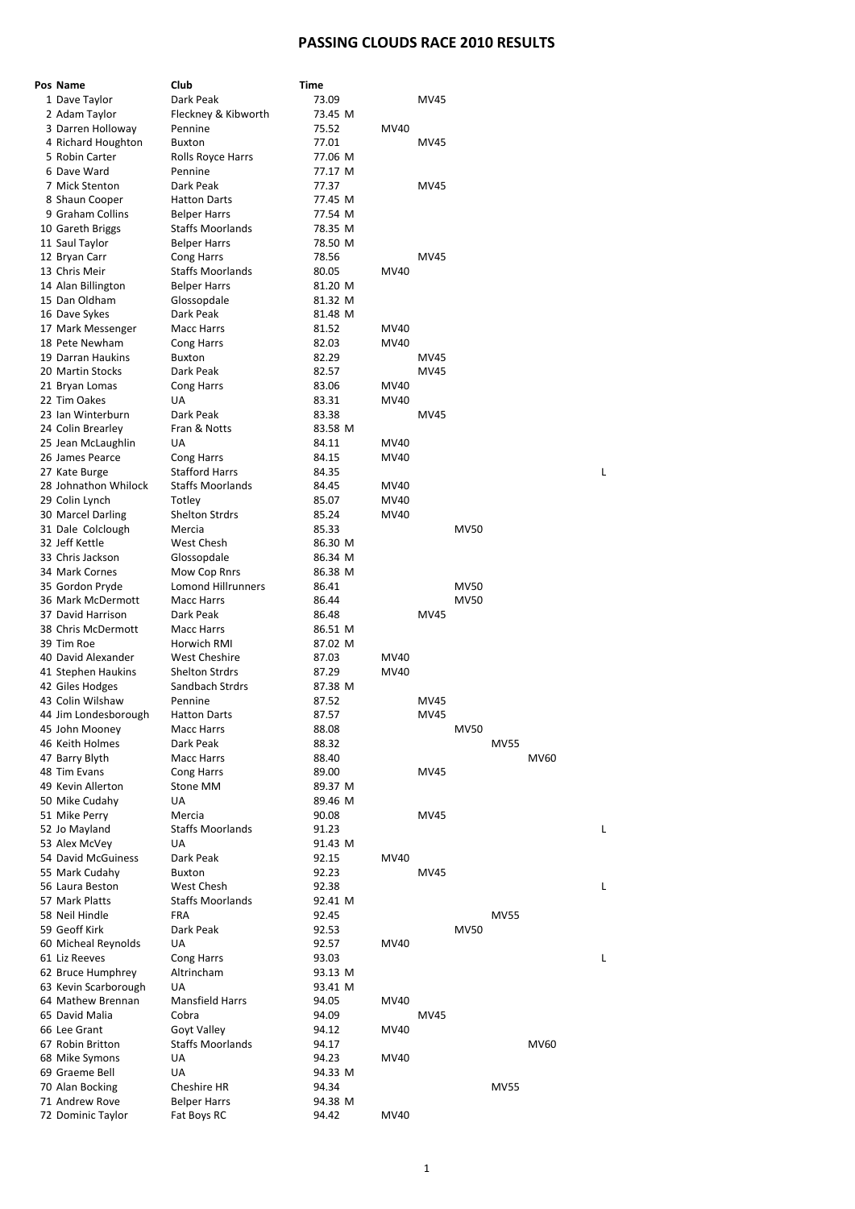# PASSING CLOUDS RACE 2010 RESULTS

| Pos | Name | Club | Time | | | | | | | |
|---|---|---|---|---|---|---|---|---|---|---|
| 1 | Dave Taylor | Dark Peak | 73.09 | | | MV45 | | | | |
| 2 | Adam Taylor | Fleckney & Kibworth | 73.45 | M | | | | | | |
| 3 | Darren Holloway | Pennine | 75.52 | | MV40 | | | | | |
| 4 | Richard Houghton | Buxton | 77.01 | | | MV45 | | | | |
| 5 | Robin Carter | Rolls Royce Harrs | 77.06 | M | | | | | | |
| 6 | Dave Ward | Pennine | 77.17 | M | | | | | | |
| 7 | Mick Stenton | Dark Peak | 77.37 | | | MV45 | | | | |
| 8 | Shaun Cooper | Hatton Darts | 77.45 | M | | | | | | |
| 9 | Graham Collins | Belper Harrs | 77.54 | M | | | | | | |
| 10 | Gareth Briggs | Staffs Moorlands | 78.35 | M | | | | | | |
| 11 | Saul Taylor | Belper Harrs | 78.50 | M | | | | | | |
| 12 | Bryan Carr | Cong Harrs | 78.56 | | | MV45 | | | | |
| 13 | Chris Meir | Staffs Moorlands | 80.05 | | MV40 | | | | | |
| 14 | Alan Billington | Belper Harrs | 81.20 | M | | | | | | |
| 15 | Dan Oldham | Glossopdale | 81.32 | M | | | | | | |
| 16 | Dave Sykes | Dark Peak | 81.48 | M | | | | | | |
| 17 | Mark Messenger | Macc Harrs | 81.52 | | MV40 | | | | | |
| 18 | Pete Newham | Cong Harrs | 82.03 | | MV40 | | | | | |
| 19 | Darran Haukins | Buxton | 82.29 | | | MV45 | | | | |
| 20 | Martin Stocks | Dark Peak | 82.57 | | | MV45 | | | | |
| 21 | Bryan Lomas | Cong Harrs | 83.06 | | MV40 | | | | | |
| 22 | Tim Oakes | UA | 83.31 | | MV40 | | | | | |
| 23 | Ian Winterburn | Dark Peak | 83.38 | | | MV45 | | | | |
| 24 | Colin Brearley | Fran & Notts | 83.58 | M | | | | | | |
| 25 | Jean McLaughlin | UA | 84.11 | | MV40 | | | | | |
| 26 | James Pearce | Cong Harrs | 84.15 | | MV40 | | | | | |
| 27 | Kate Burge | Stafford Harrs | 84.35 | | | | | | | L |
| 28 | Johnathon Whilock | Staffs Moorlands | 84.45 | | MV40 | | | | | |
| 29 | Colin Lynch | Totley | 85.07 | | MV40 | | | | | |
| 30 | Marcel Darling | Shelton Strdrs | 85.24 | | MV40 | | | | | |
| 31 | Dale Colclough | Mercia | 85.33 | | | | MV50 | | | |
| 32 | Jeff Kettle | West Chesh | 86.30 | M | | | | | | |
| 33 | Chris Jackson | Glossopdale | 86.34 | M | | | | | | |
| 34 | Mark Cornes | Mow Cop Rnrs | 86.38 | M | | | | | | |
| 35 | Gordon Pryde | Lomond Hillrunners | 86.41 | | | | MV50 | | | |
| 36 | Mark McDermott | Macc Harrs | 86.44 | | | | MV50 | | | |
| 37 | David Harrison | Dark Peak | 86.48 | | | MV45 | | | | |
| 38 | Chris McDermott | Macc Harrs | 86.51 | M | | | | | | |
| 39 | Tim Roe | Horwich RMI | 87.02 | M | | | | | | |
| 40 | David Alexander | West Cheshire | 87.03 | | MV40 | | | | | |
| 41 | Stephen Haukins | Shelton Strdrs | 87.29 | | MV40 | | | | | |
| 42 | Giles Hodges | Sandbach Strdrs | 87.38 | M | | | | | | |
| 43 | Colin Wilshaw | Pennine | 87.52 | | | MV45 | | | | |
| 44 | Jim Londesborough | Hatton Darts | 87.57 | | | MV45 | | | | |
| 45 | John Mooney | Macc Harrs | 88.08 | | | | MV50 | | | |
| 46 | Keith Holmes | Dark Peak | 88.32 | | | | | MV55 | | |
| 47 | Barry Blyth | Macc Harrs | 88.40 | | | | | | MV60 | |
| 48 | Tim Evans | Cong Harrs | 89.00 | | | MV45 | | | | |
| 49 | Kevin Allerton | Stone MM | 89.37 | M | | | | | | |
| 50 | Mike Cudahy | UA | 89.46 | M | | | | | | |
| 51 | Mike Perry | Mercia | 90.08 | | | MV45 | | | | |
| 52 | Jo Mayland | Staffs Moorlands | 91.23 | | | | | | | L |
| 53 | Alex McVey | UA | 91.43 | M | | | | | | |
| 54 | David McGuiness | Dark Peak | 92.15 | | MV40 | | | | | |
| 55 | Mark Cudahy | Buxton | 92.23 | | | MV45 | | | | |
| 56 | Laura Beston | West Chesh | 92.38 | | | | | | | L |
| 57 | Mark Platts | Staffs Moorlands | 92.41 | M | | | | | | |
| 58 | Neil Hindle | FRA | 92.45 | | | | | MV55 | | |
| 59 | Geoff Kirk | Dark Peak | 92.53 | | | | MV50 | | | |
| 60 | Micheal Reynolds | UA | 92.57 | | MV40 | | | | | |
| 61 | Liz Reeves | Cong Harrs | 93.03 | | | | | | | L |
| 62 | Bruce Humphrey | Altrincham | 93.13 | M | | | | | | |
| 63 | Kevin Scarborough | UA | 93.41 | M | | | | | | |
| 64 | Mathew Brennan | Mansfield Harrs | 94.05 | | MV40 | | | | | |
| 65 | David Malia | Cobra | 94.09 | | | MV45 | | | | |
| 66 | Lee Grant | Goyt Valley | 94.12 | | MV40 | | | | | |
| 67 | Robin Britton | Staffs Moorlands | 94.17 | | | | | | MV60 | |
| 68 | Mike Symons | UA | 94.23 | | MV40 | | | | | |
| 69 | Graeme Bell | UA | 94.33 | M | | | | | | |
| 70 | Alan Bocking | Cheshire HR | 94.34 | | | | | MV55 | | |
| 71 | Andrew Rove | Belper Harrs | 94.38 | M | | | | | | |
| 72 | Dominic Taylor | Fat Boys RC | 94.42 | | MV40 | | | | | |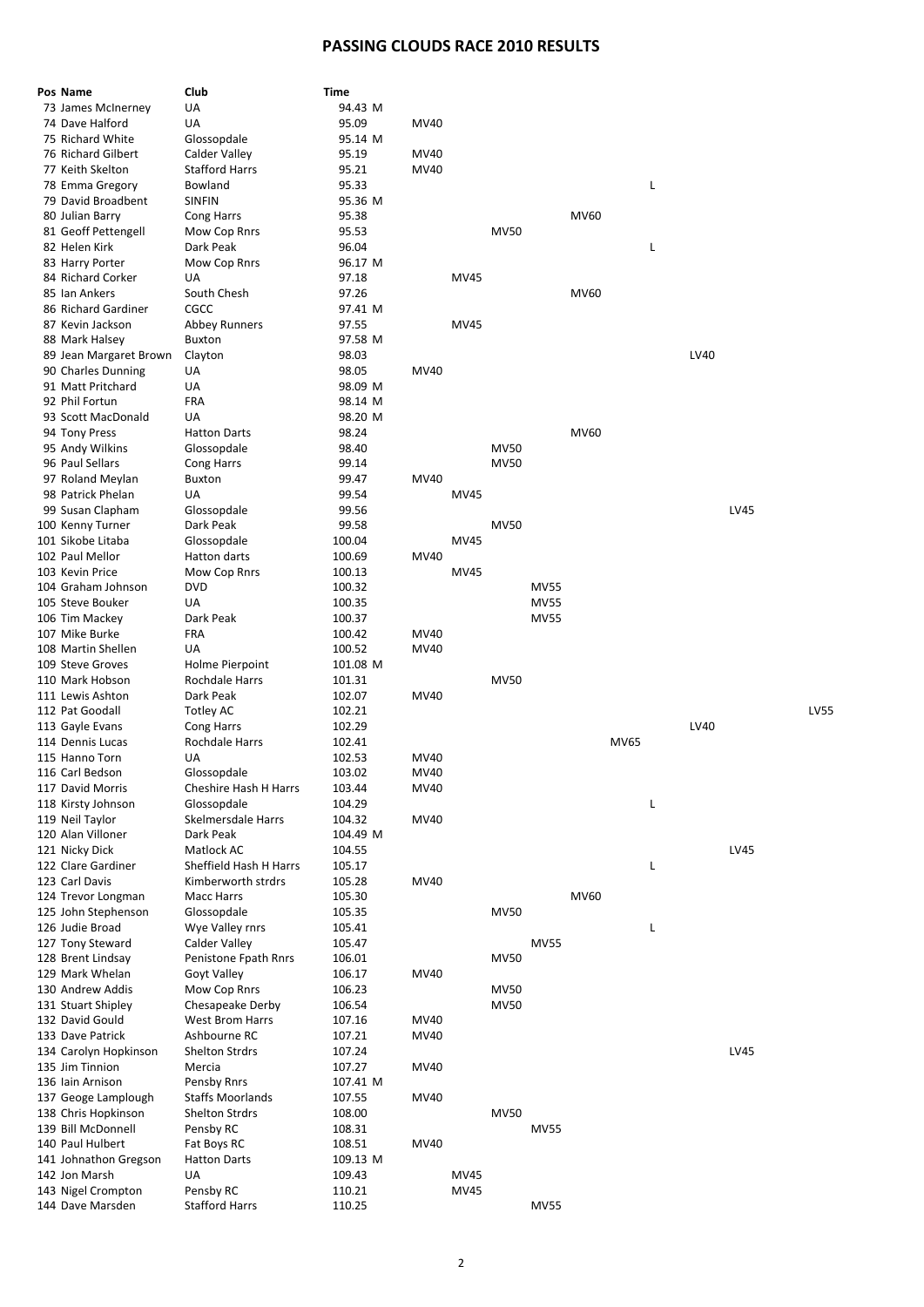# PASSING CLOUDS RACE 2010 RESULTS

| Pos | Name | Club | Time | | | | | | | | | | |
|---|---|---|---|---|---|---|---|---|---|---|---|---|---|
| 73 | James McInerney | UA | 94.43 M | | | | | | | | | | |
| 74 | Dave Halford | UA | 95.09 | MV40 | | | | | | | | | |
| 75 | Richard White | Glossopdale | 95.14 M | | | | | | | | | | |
| 76 | Richard Gilbert | Calder Valley | 95.19 | MV40 | | | | | | | | | |
| 77 | Keith Skelton | Stafford Harrs | 95.21 | MV40 | | | | | | | | | |
| 78 | Emma Gregory | Bowland | 95.33 | | | | | | | L | | | |
| 79 | David Broadbent | SINFIN | 95.36 M | | | | | | | | | | |
| 80 | Julian Barry | Cong Harrs | 95.38 | | | | | MV60 | | | | | |
| 81 | Geoff Pettengell | Mow Cop Rnrs | 95.53 | | | MV50 | | | | | | | |
| 82 | Helen Kirk | Dark Peak | 96.04 | | | | | | | L | | | |
| 83 | Harry Porter | Mow Cop Rnrs | 96.17 M | | | | | | | | | | |
| 84 | Richard Corker | UA | 97.18 | | MV45 | | | | | | | | |
| 85 | Ian Ankers | South Chesh | 97.26 | | | | | MV60 | | | | | |
| 86 | Richard Gardiner | CGCC | 97.41 M | | | | | | | | | | |
| 87 | Kevin Jackson | Abbey Runners | 97.55 | | MV45 | | | | | | | | |
| 88 | Mark Halsey | Buxton | 97.58 M | | | | | | | | | | |
| 89 | Jean Margaret Brown | Clayton | 98.03 | | | | | | | | LV40 | | |
| 90 | Charles Dunning | UA | 98.05 | MV40 | | | | | | | | | |
| 91 | Matt Pritchard | UA | 98.09 M | | | | | | | | | | |
| 92 | Phil Fortun | FRA | 98.14 M | | | | | | | | | | |
| 93 | Scott MacDonald | UA | 98.20 M | | | | | | | | | | |
| 94 | Tony Press | Hatton Darts | 98.24 | | | | | MV60 | | | | | |
| 95 | Andy Wilkins | Glossopdale | 98.40 | | | MV50 | | | | | | | |
| 96 | Paul Sellars | Cong Harrs | 99.14 | | | MV50 | | | | | | | |
| 97 | Roland Meylan | Buxton | 99.47 | MV40 | | | | | | | | | |
| 98 | Patrick Phelan | UA | 99.54 | | MV45 | | | | | | | | |
| 99 | Susan Clapham | Glossopdale | 99.56 | | | | | | | | | LV45 | |
| 100 | Kenny Turner | Dark Peak | 99.58 | | | MV50 | | | | | | | |
| 101 | Sikobe Litaba | Glossopdale | 100.04 | | MV45 | | | | | | | | |
| 102 | Paul Mellor | Hatton darts | 100.69 | MV40 | | | | | | | | | |
| 103 | Kevin Price | Mow Cop Rnrs | 100.13 | | MV45 | | | | | | | | |
| 104 | Graham Johnson | DVD | 100.32 | | | | MV55 | | | | | | |
| 105 | Steve Bouker | UA | 100.35 | | | | MV55 | | | | | | |
| 106 | Tim Mackey | Dark Peak | 100.37 | | | | MV55 | | | | | | |
| 107 | Mike Burke | FRA | 100.42 | MV40 | | | | | | | | | |
| 108 | Martin Shellen | UA | 100.52 | MV40 | | | | | | | | | |
| 109 | Steve Groves | Holme Pierpoint | 101.08 M | | | | | | | | | | |
| 110 | Mark Hobson | Rochdale Harrs | 101.31 | | | MV50 | | | | | | | |
| 111 | Lewis Ashton | Dark Peak | 102.07 | MV40 | | | | | | | | | |
| 112 | Pat Goodall | Totley AC | 102.21 | | | | | | | | | | LV55 |
| 113 | Gayle Evans | Cong Harrs | 102.29 | | | | | | | | LV40 | | |
| 114 | Dennis Lucas | Rochdale Harrs | 102.41 | | | | | | MV65 | | | | |
| 115 | Hanno Torn | UA | 102.53 | MV40 | | | | | | | | | |
| 116 | Carl Bedson | Glossopdale | 103.02 | MV40 | | | | | | | | | |
| 117 | David Morris | Cheshire Hash H Harrs | 103.44 | MV40 | | | | | | | | | |
| 118 | Kirsty Johnson | Glossopdale | 104.29 | | | | | | | L | | | |
| 119 | Neil Taylor | Skelmersdale Harrs | 104.32 | MV40 | | | | | | | | | |
| 120 | Alan Villoner | Dark Peak | 104.49 M | | | | | | | | | | |
| 121 | Nicky Dick | Matlock AC | 104.55 | | | | | | | | | LV45 | |
| 122 | Clare Gardiner | Sheffield Hash H Harrs | 105.17 | | | | | | | L | | | |
| 123 | Carl Davis | Kimberworth strdrs | 105.28 | MV40 | | | | | | | | | |
| 124 | Trevor Longman | Macc Harrs | 105.30 | | | | | MV60 | | | | | |
| 125 | John Stephenson | Glossopdale | 105.35 | | | MV50 | | | | | | | |
| 126 | Judie Broad | Wye Valley rnrs | 105.41 | | | | | | | L | | | |
| 127 | Tony Steward | Calder Valley | 105.47 | | | | MV55 | | | | | | |
| 128 | Brent Lindsay | Penistone Fpath Rnrs | 106.01 | | | MV50 | | | | | | | |
| 129 | Mark Whelan | Goyt Valley | 106.17 | MV40 | | | | | | | | | |
| 130 | Andrew Addis | Mow Cop Rnrs | 106.23 | | | MV50 | | | | | | | |
| 131 | Stuart Shipley | Chesapeake Derby | 106.54 | | | MV50 | | | | | | | |
| 132 | David Gould | West Brom Harrs | 107.16 | MV40 | | | | | | | | | |
| 133 | Dave Patrick | Ashbourne RC | 107.21 | MV40 | | | | | | | | | |
| 134 | Carolyn Hopkinson | Shelton Strdrs | 107.24 | | | | | | | | | LV45 | |
| 135 | Jim Tinnion | Mercia | 107.27 | MV40 | | | | | | | | | |
| 136 | Iain Arnison | Pensby Rnrs | 107.41 M | | | | | | | | | | |
| 137 | Geoge Lamplough | Staffs Moorlands | 107.55 | MV40 | | | | | | | | | |
| 138 | Chris Hopkinson | Shelton Strdrs | 108.00 | | | MV50 | | | | | | | |
| 139 | Bill McDonnell | Pensby RC | 108.31 | | | | MV55 | | | | | | |
| 140 | Paul Hulbert | Fat Boys RC | 108.51 | MV40 | | | | | | | | | |
| 141 | Johnathon Gregson | Hatton Darts | 109.13 M | | | | | | | | | | |
| 142 | Jon Marsh | UA | 109.43 | | MV45 | | | | | | | | |
| 143 | Nigel Crompton | Pensby RC | 110.21 | | MV45 | | | | | | | | |
| 144 | Dave Marsden | Stafford Harrs | 110.25 | | | | MV55 | | | | | | |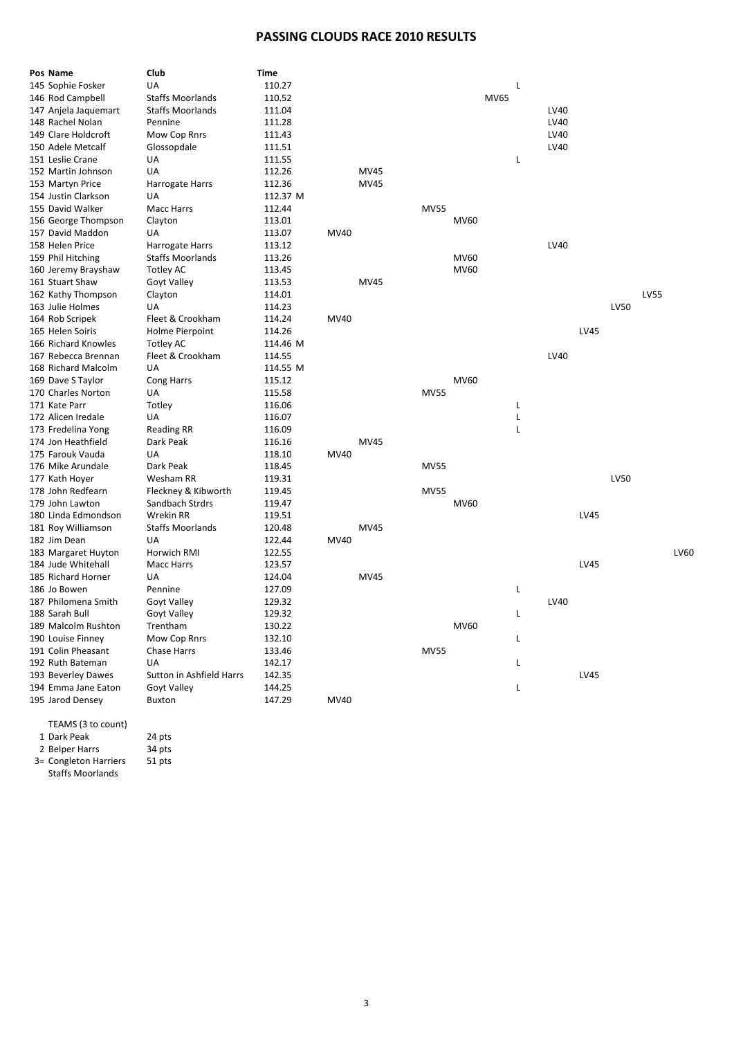# PASSING CLOUDS RACE 2010 RESULTS

| Pos | Name | Club | Time | | | | | | | | | | | |
|---|---|---|---|---|---|---|---|---|---|---|---|---|---|---|
| 145 | Sophie Fosker | UA | 110.27 | | | | | | L | | | | | |
| 146 | Rod Campbell | Staffs Moorlands | 110.52 | | | | | MV65 | | | | | | |
| 147 | Anjela Jaquemart | Staffs Moorlands | 111.04 | | | | | | | LV40 | | | | |
| 148 | Rachel Nolan | Pennine | 111.28 | | | | | | | LV40 | | | | |
| 149 | Clare Holdcroft | Mow Cop Rnrs | 111.43 | | | | | | | LV40 | | | | |
| 150 | Adele Metcalf | Glossopdale | 111.51 | | | | | | | LV40 | | | | |
| 151 | Leslie Crane | UA | 111.55 | | | | | | L | | | | | |
| 152 | Martin Johnson | UA | 112.26 | | MV45 | | | | | | | | | |
| 153 | Martyn Price | Harrogate Harrs | 112.36 | | MV45 | | | | | | | | | |
| 154 | Justin Clarkson | UA | 112.37 M | | | | | | | | | | | |
| 155 | David Walker | Macc Harrs | 112.44 | | | MV55 | | | | | | | | |
| 156 | George Thompson | Clayton | 113.01 | | | | MV60 | | | | | | | |
| 157 | David Maddon | UA | 113.07 | MV40 | | | | | | | | | | |
| 158 | Helen Price | Harrogate Harrs | 113.12 | | | | | | | LV40 | | | | |
| 159 | Phil Hitching | Staffs Moorlands | 113.26 | | | | MV60 | | | | | | | |
| 160 | Jeremy Brayshaw | Totley AC | 113.45 | | | | MV60 | | | | | | | |
| 161 | Stuart Shaw | Goyt Valley | 113.53 | | MV45 | | | | | | | | | |
| 162 | Kathy Thompson | Clayton | 114.01 | | | | | | | | | | LV55 | |
| 163 | Julie Holmes | UA | 114.23 | | | | | | | | | LV50 | | |
| 164 | Rob Scripek | Fleet & Crookham | 114.24 | MV40 | | | | | | | | | | |
| 165 | Helen Soiris | Holme Pierpoint | 114.26 | | | | | | | | LV45 | | | |
| 166 | Richard Knowles | Totley AC | 114.46 M | | | | | | | | | | | |
| 167 | Rebecca Brennan | Fleet & Crookham | 114.55 | | | | | | | LV40 | | | | |
| 168 | Richard Malcolm | UA | 114.55 M | | | | | | | | | | | |
| 169 | Dave S Taylor | Cong Harrs | 115.12 | | | | MV60 | | | | | | | |
| 170 | Charles Norton | UA | 115.58 | | | MV55 | | | | | | | | |
| 171 | Kate Parr | Totley | 116.06 | | | | | | L | | | | | |
| 172 | Alicen Iredale | UA | 116.07 | | | | | | L | | | | | |
| 173 | Fredelina Yong | Reading RR | 116.09 | | | | | | L | | | | | |
| 174 | Jon Heathfield | Dark Peak | 116.16 | | MV45 | | | | | | | | | |
| 175 | Farouk Vauda | UA | 118.10 | MV40 | | | | | | | | | | |
| 176 | Mike Arundale | Dark Peak | 118.45 | | | MV55 | | | | | | | | |
| 177 | Kath Hoyer | Wesham RR | 119.31 | | | | | | | | | LV50 | | |
| 178 | John Redfearn | Fleckney & Kibworth | 119.45 | | | MV55 | | | | | | | | |
| 179 | John Lawton | Sandbach Strdrs | 119.47 | | | | MV60 | | | | | | | |
| 180 | Linda Edmondson | Wrekin RR | 119.51 | | | | | | | | LV45 | | | |
| 181 | Roy Williamson | Staffs Moorlands | 120.48 | | MV45 | | | | | | | | | |
| 182 | Jim Dean | UA | 122.44 | MV40 | | | | | | | | | | |
| 183 | Margaret Huyton | Horwich RMI | 122.55 | | | | | | | | | | | LV60 |
| 184 | Jude Whitehall | Macc Harrs | 123.57 | | | | | | | | LV45 | | | |
| 185 | Richard Horner | UA | 124.04 | | MV45 | | | | | | | | | |
| 186 | Jo Bowen | Pennine | 127.09 | | | | | | L | | | | | |
| 187 | Philomena Smith | Goyt Valley | 129.32 | | | | | | | LV40 | | | | |
| 188 | Sarah Bull | Goyt Valley | 129.32 | | | | | | L | | | | | |
| 189 | Malcolm Rushton | Trentham | 130.22 | | | | MV60 | | | | | | | |
| 190 | Louise Finney | Mow Cop Rnrs | 132.10 | | | | | | L | | | | | |
| 191 | Colin Pheasant | Chase Harrs | 133.46 | | | MV55 | | | | | | | | |
| 192 | Ruth Bateman | UA | 142.17 | | | | | | L | | | | | |
| 193 | Beverley Dawes | Sutton in Ashfield Harrs | 142.35 | | | | | | | | LV45 | | | |
| 194 | Emma Jane Eaton | Goyt Valley | 144.25 | | | | | | L | | | | | |
| 195 | Jarod Densey | Buxton | 147.29 | MV40 | | | | | | | | | | |

TEAMS (3 to count)

| | | |
|---|---|---|
| 1 | Dark Peak | 24 pts |
| 2 | Belper Harrs | 34 pts |
| 3= | Congleton Harriers | 51 pts |
| | Staffs Moorlands | |